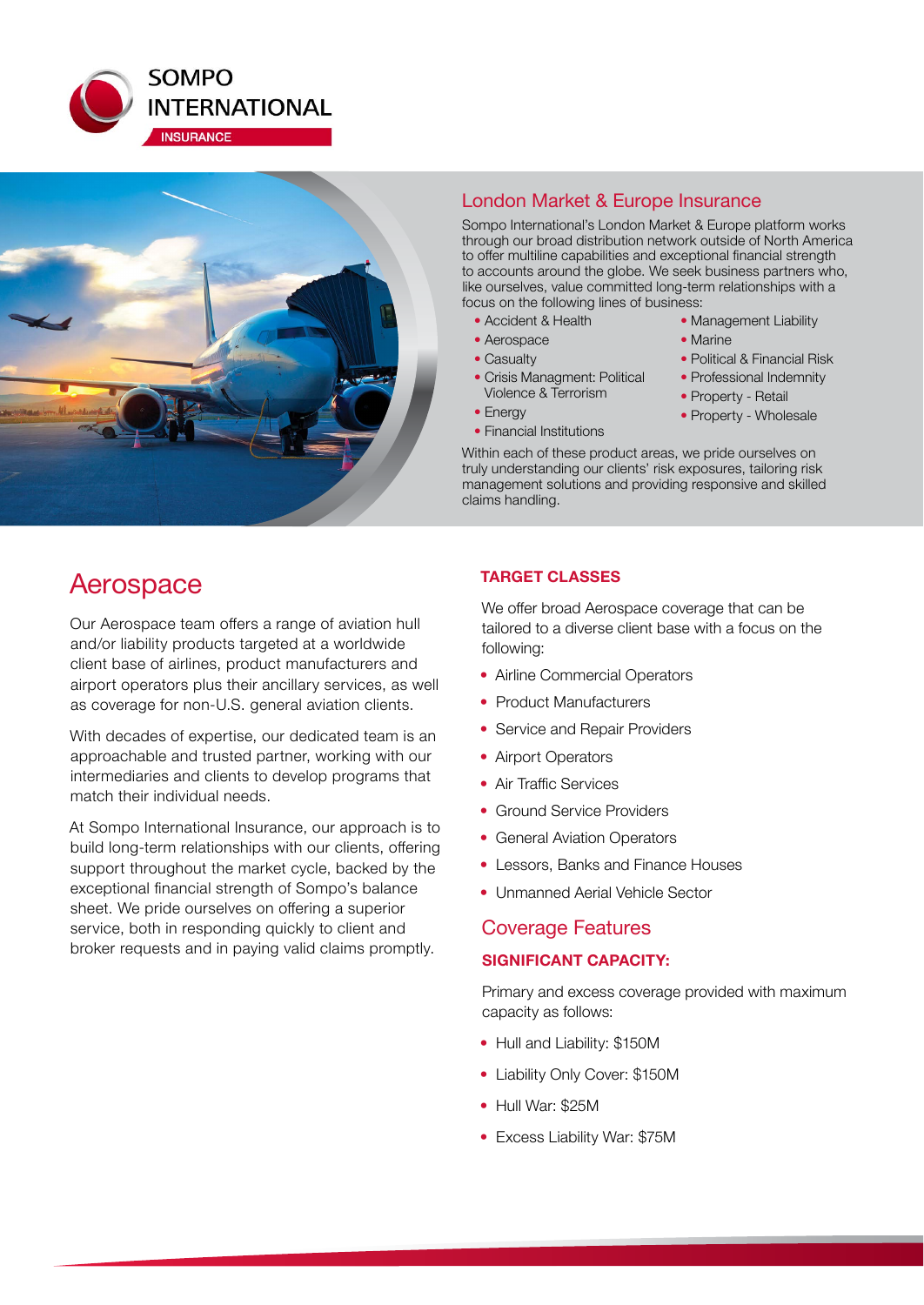SOMPO INTERNATIONAL

INSURANCE

## London Market & Europe Insurance

Sompo International's London Market & Europe platform works through our broad distribution network outside of North America to offer multiline capabilities and exceptional financial strength to accounts around the globe. We seek business partners who, like ourselves, value committed long-term relationships with a focus on the following lines of business:

- Accident & Health
- Aerospace
- Casualty
- Crisis Managment: Political Violence & Terrorism
- Energy
- Financial Institutions
- Management Liability
- Marine
- Political & Financial Risk
- Professional Indemnity
- Property - Retail
- Property - Wholesale

Within each of these product areas, we pride ourselves on truly understanding our clients' risk exposures, tailoring risk management solutions and providing responsive and skilled claims handling.

# Aerospace

Our Aerospace team offers a range of aviation hull and/or liability products targeted at a worldwide client base of airlines, product manufacturers and airport operators plus their ancillary services, as well as coverage for non-U.S. general aviation clients.

With decades of expertise, our dedicated team is an approachable and trusted partner, working with our intermediaries and clients to develop programs that match their individual needs.

At Sompo International Insurance, our approach is to build long-term relationships with our clients, offering support throughout the market cycle, backed by the exceptional financial strength of Sompo's balance sheet. We pride ourselves on offering a superior service, both in responding quickly to client and broker requests and in paying valid claims promptly.

### TARGET CLASSES

We offer broad Aerospace coverage that can be tailored to a diverse client base with a focus on the following:

- Airline Commercial Operators
- Product Manufacturers
- Service and Repair Providers
- Airport Operators
- Air Traffic Services
- Ground Service Providers
- General Aviation Operators
- Lessors, Banks and Finance Houses
- Unmanned Aerial Vehicle Sector

## Coverage Features

### SIGNIFICANT CAPACITY:

Primary and excess coverage provided with maximum capacity as follows:

- Hull and Liability: $150M
- Liability Only Cover: $150M
- Hull War: $25M
- Excess Liability War: $75M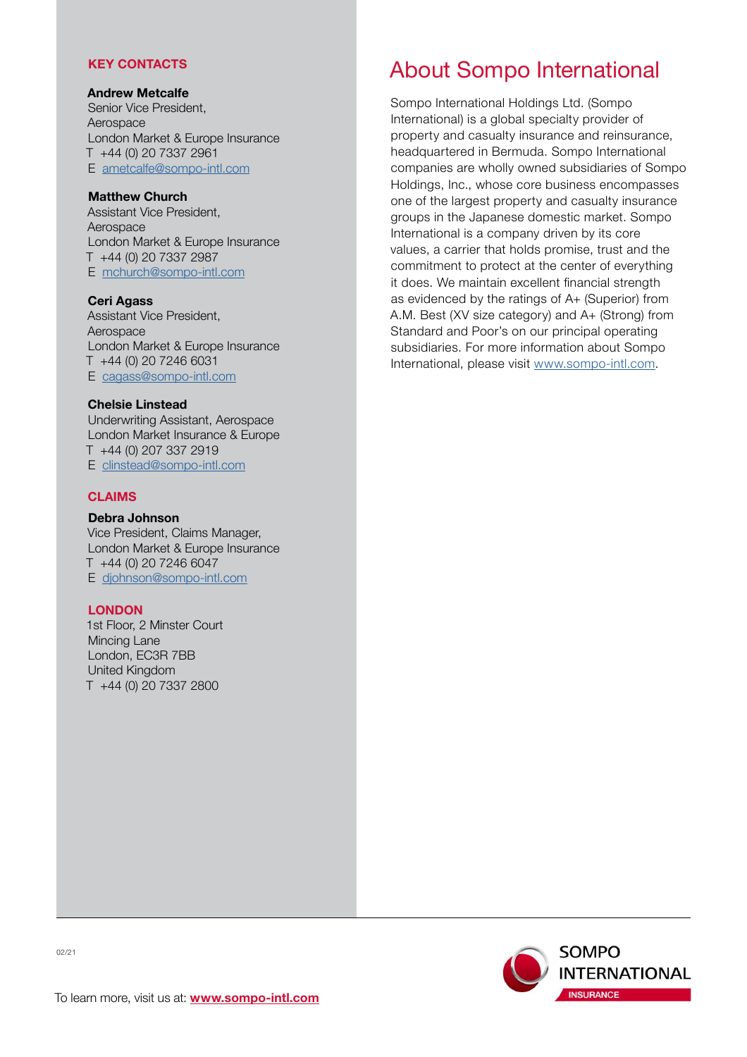## KEY CONTACTS

**Andrew Metcalfe**
Senior Vice President,
Aerospace
London Market & Europe Insurance
T +44 (0) 20 7337 2961
E ametcalfe@sompo-intl.com

**Matthew Church**
Assistant Vice President,
Aerospace
London Market & Europe Insurance
T +44 (0) 20 7337 2987
E mchurch@sompo-intl.com

**Ceri Agass**
Assistant Vice President,
Aerospace
London Market & Europe Insurance
T +44 (0) 20 7246 6031
E cagass@sompo-intl.com

**Chelsie Linstead**
Underwriting Assistant, Aerospace
London Market Insurance & Europe
T +44 (0) 207 337 2919
E clinstead@sompo-intl.com

## CLAIMS

**Debra Johnson**
Vice President, Claims Manager,
London Market & Europe Insurance
T +44 (0) 20 7246 6047
E djohnson@sompo-intl.com

## LONDON

1st Floor, 2 Minster Court
Mincing Lane
London, EC3R 7BB
United Kingdom
T +44 (0) 20 7337 2800

# About Sompo International

Sompo International Holdings Ltd. (Sompo International) is a global specialty provider of property and casualty insurance and reinsurance, headquartered in Bermuda. Sompo International companies are wholly owned subsidiaries of Sompo Holdings, Inc., whose core business encompasses one of the largest property and casualty insurance groups in the Japanese domestic market. Sompo International is a company driven by its core values, a carrier that holds promise, trust and the commitment to protect at the center of everything it does. We maintain excellent financial strength as evidenced by the ratings of A+ (Superior) from A.M. Best (XV size category) and A+ (Strong) from Standard and Poor's on our principal operating subsidiaries. For more information about Sompo International, please visit www.sompo-intl.com.

02/21

To learn more, visit us at: **www.sompo-intl.com**

SOMPO INTERNATIONAL
INSURANCE